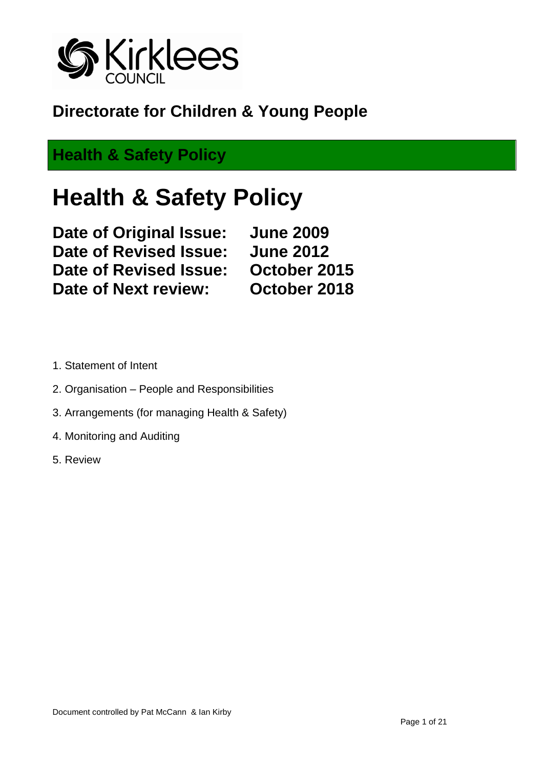Kirklees COUNCIL

## Directorate for Children & Young People

**Health & Safety Policy**

# Health & Safety Policy

**Date of Original Issue: June 2009**
**Date of Revised Issue: June 2012**
**Date of Revised Issue: October 2015**
**Date of Next review: October 2018**

1. Statement of Intent
2. Organisation – People and Responsibilities
3. Arrangements (for managing Health & Safety)
4. Monitoring and Auditing
5. Review

Document controlled by Pat McCann & Ian Kirby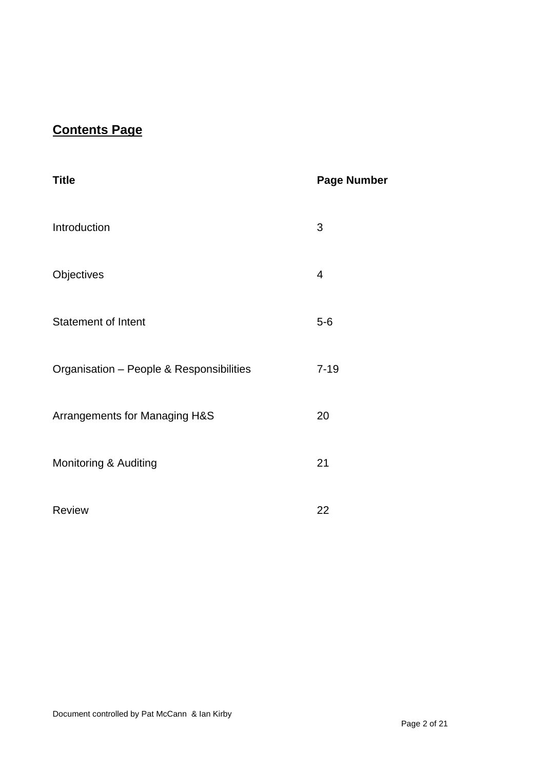## Contents Page

| Title | Page Number |
| --- | --- |
| Introduction | 3 |
| Objectives | 4 |
| Statement of Intent | 5-6 |
| Organisation – People & Responsibilities | 7-19 |
| Arrangements for Managing H&S | 20 |
| Monitoring & Auditing | 21 |
| Review | 22 |

Document controlled by Pat McCann & Ian Kirby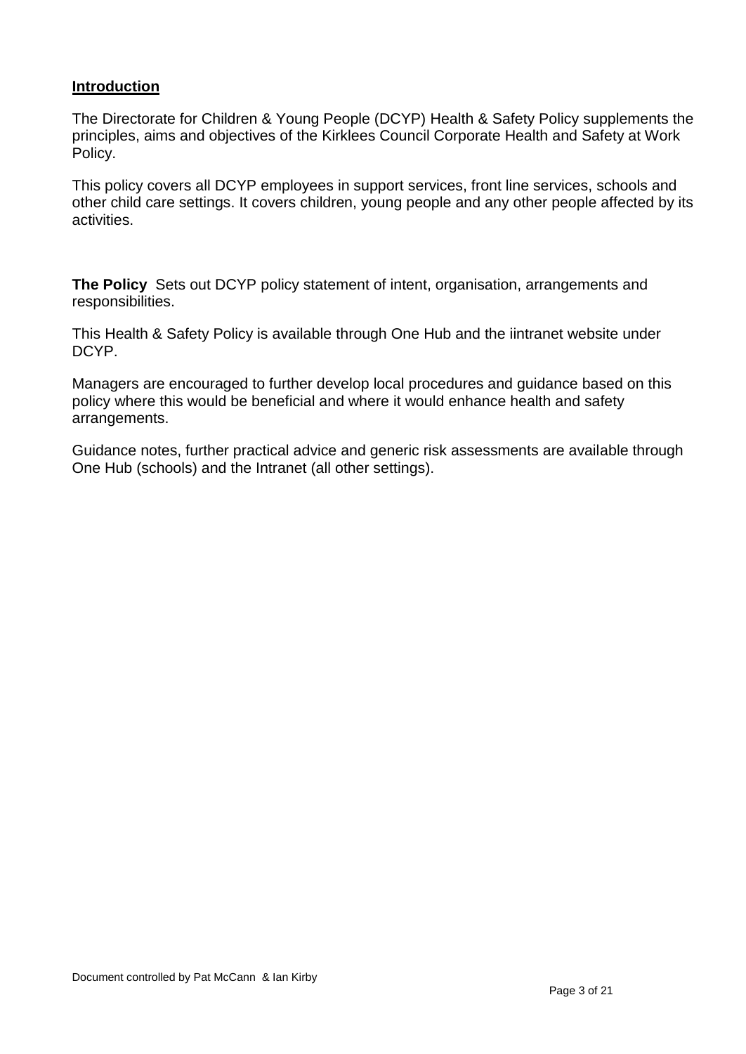## Introduction

The Directorate for Children & Young People (DCYP) Health & Safety Policy supplements the principles, aims and objectives of the Kirklees Council Corporate Health and Safety at Work Policy.

This policy covers all DCYP employees in support services, front line services, schools and other child care settings. It covers children, young people and any other people affected by its activities.

**The Policy** Sets out DCYP policy statement of intent, organisation, arrangements and responsibilities.

This Health & Safety Policy is available through One Hub and the iintranet website under DCYP.

Managers are encouraged to further develop local procedures and guidance based on this policy where this would be beneficial and where it would enhance health and safety arrangements.

Guidance notes, further practical advice and generic risk assessments are available through One Hub (schools) and the Intranet (all other settings).

Document controlled by Pat McCann & Ian Kirby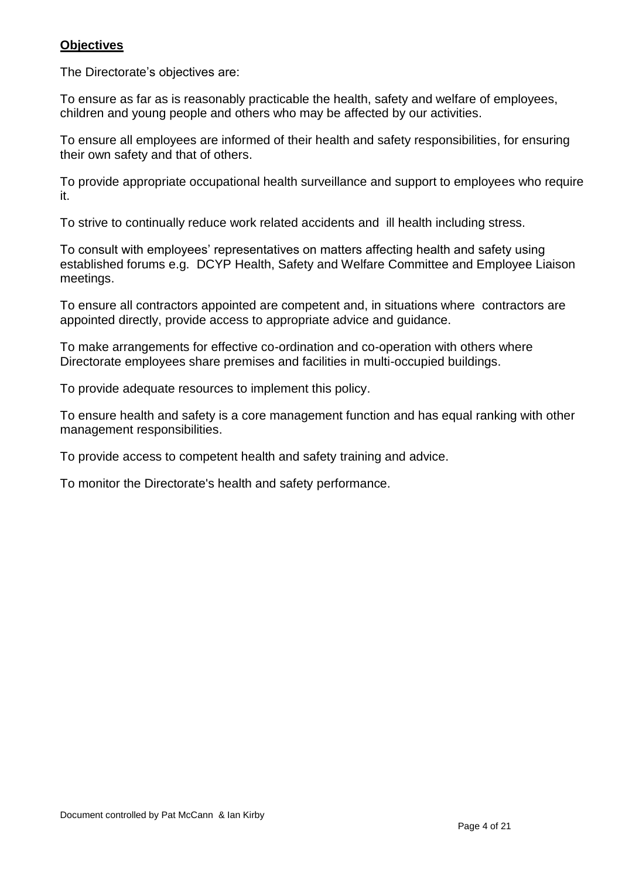## **Objectives**

The Directorate's objectives are:

To ensure as far as is reasonably practicable the health, safety and welfare of employees, children and young people and others who may be affected by our activities.

To ensure all employees are informed of their health and safety responsibilities, for ensuring their own safety and that of others.

To provide appropriate occupational health surveillance and support to employees who require it.

To strive to continually reduce work related accidents and ill health including stress.

To consult with employees' representatives on matters affecting health and safety using established forums e.g. DCYP Health, Safety and Welfare Committee and Employee Liaison meetings.

To ensure all contractors appointed are competent and, in situations where contractors are appointed directly, provide access to appropriate advice and guidance.

To make arrangements for effective co-ordination and co-operation with others where Directorate employees share premises and facilities in multi-occupied buildings.

To provide adequate resources to implement this policy.

To ensure health and safety is a core management function and has equal ranking with other management responsibilities.

To provide access to competent health and safety training and advice.

To monitor the Directorate's health and safety performance.

Document controlled by Pat McCann & Ian Kirby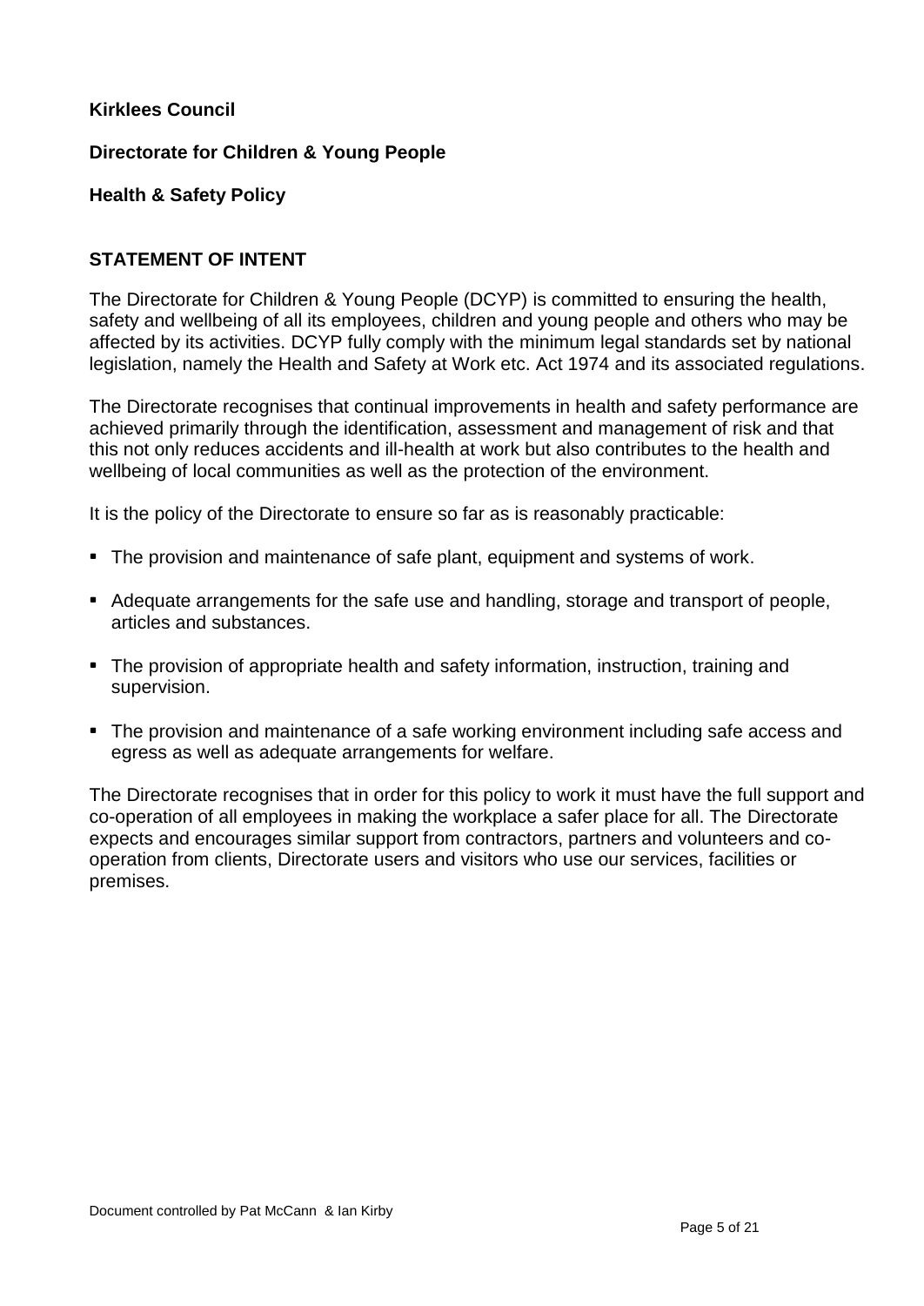**Kirklees Council**

**Directorate for Children & Young People**

**Health & Safety Policy**

**STATEMENT OF INTENT**

The Directorate for Children & Young People (DCYP) is committed to ensuring the health, safety and wellbeing of all its employees, children and young people and others who may be affected by its activities. DCYP fully comply with the minimum legal standards set by national legislation, namely the Health and Safety at Work etc. Act 1974 and its associated regulations.

The Directorate recognises that continual improvements in health and safety performance are achieved primarily through the identification, assessment and management of risk and that this not only reduces accidents and ill-health at work but also contributes to the health and wellbeing of local communities as well as the protection of the environment.

It is the policy of the Directorate to ensure so far as is reasonably practicable:

- The provision and maintenance of safe plant, equipment and systems of work.
- Adequate arrangements for the safe use and handling, storage and transport of people, articles and substances.
- The provision of appropriate health and safety information, instruction, training and supervision.
- The provision and maintenance of a safe working environment including safe access and egress as well as adequate arrangements for welfare.

The Directorate recognises that in order for this policy to work it must have the full support and co-operation of all employees in making the workplace a safer place for all. The Directorate expects and encourages similar support from contractors, partners and volunteers and co-operation from clients, Directorate users and visitors who use our services, facilities or premises.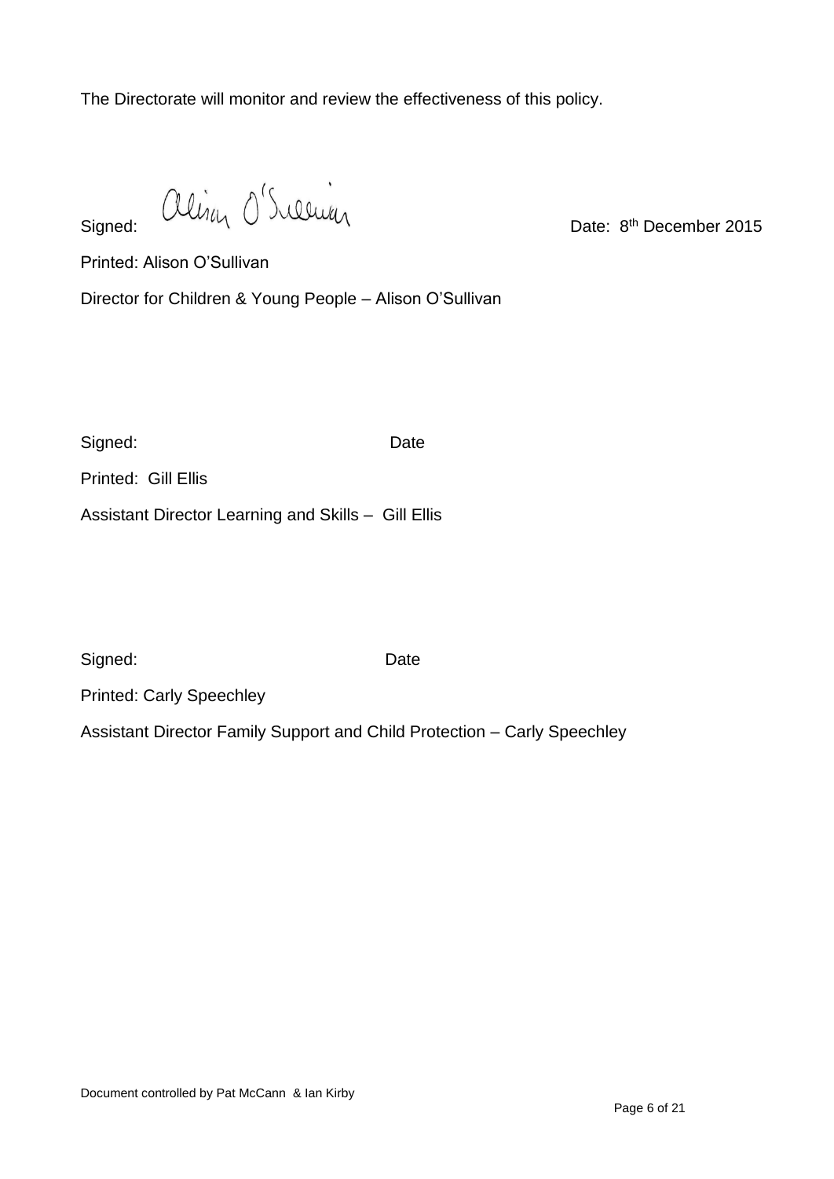The Directorate will monitor and review the effectiveness of this policy.

Signed: Date: 8th December 2015

Printed: Alison O'Sullivan

Director for Children & Young People – Alison O'Sullivan

Signed: Date

Printed: Gill Ellis

Assistant Director Learning and Skills – Gill Ellis

Signed: Date

Printed: Carly Speechley

Assistant Director Family Support and Child Protection – Carly Speechley

Document controlled by Pat McCann & Ian Kirby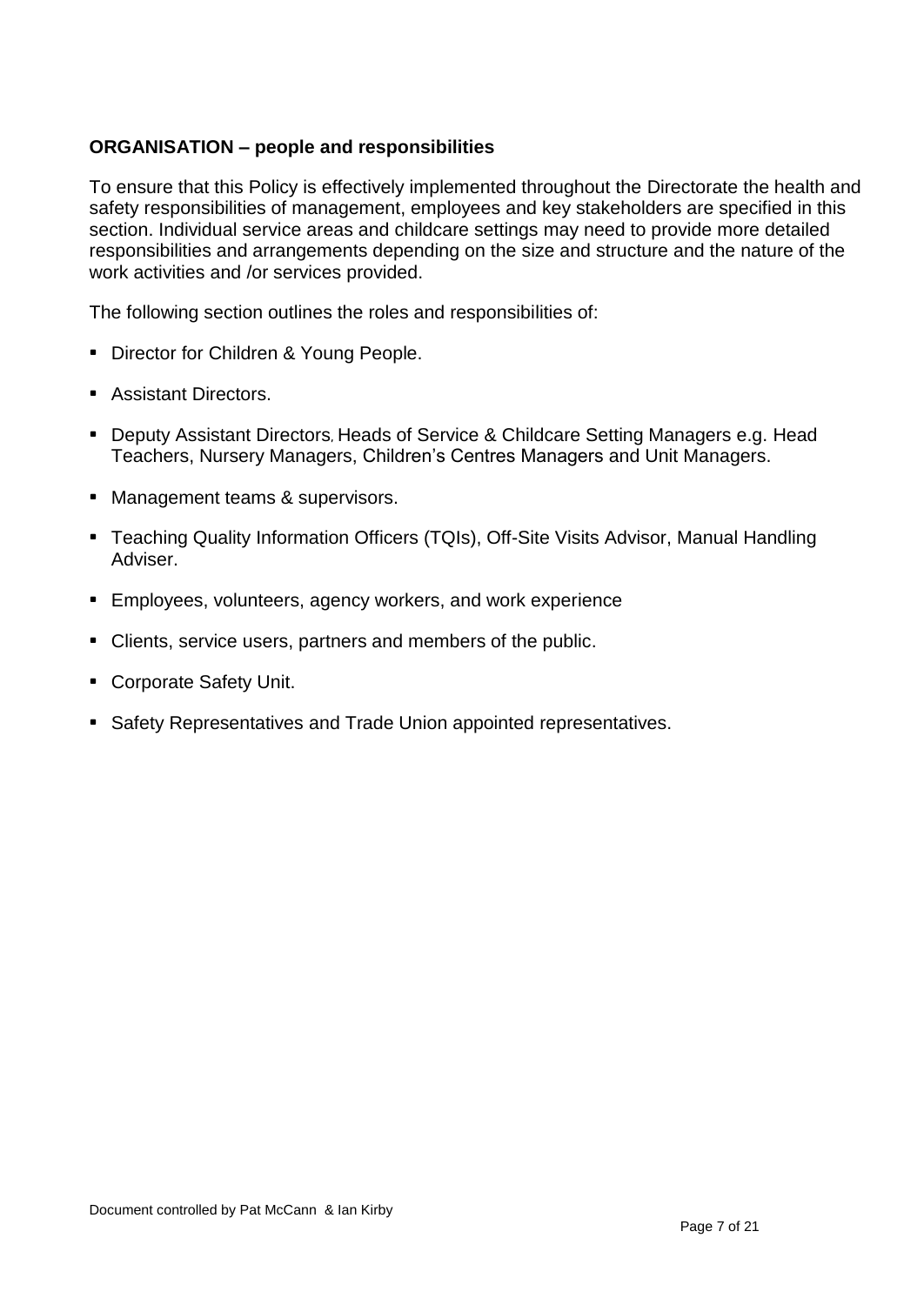**ORGANISATION – people and responsibilities**

To ensure that this Policy is effectively implemented throughout the Directorate the health and safety responsibilities of management, employees and key stakeholders are specified in this section. Individual service areas and childcare settings may need to provide more detailed responsibilities and arrangements depending on the size and structure and the nature of the work activities and /or services provided.

The following section outlines the roles and responsibilities of:

- Director for Children & Young People.
- Assistant Directors.
- Deputy Assistant Directors, Heads of Service & Childcare Setting Managers e.g. Head Teachers, Nursery Managers, Children's Centres Managers and Unit Managers.
- Management teams & supervisors.
- Teaching Quality Information Officers (TQIs), Off-Site Visits Advisor, Manual Handling Adviser.
- Employees, volunteers, agency workers, and work experience
- Clients, service users, partners and members of the public.
- Corporate Safety Unit.
- Safety Representatives and Trade Union appointed representatives.

Document controlled by Pat McCann & Ian Kirby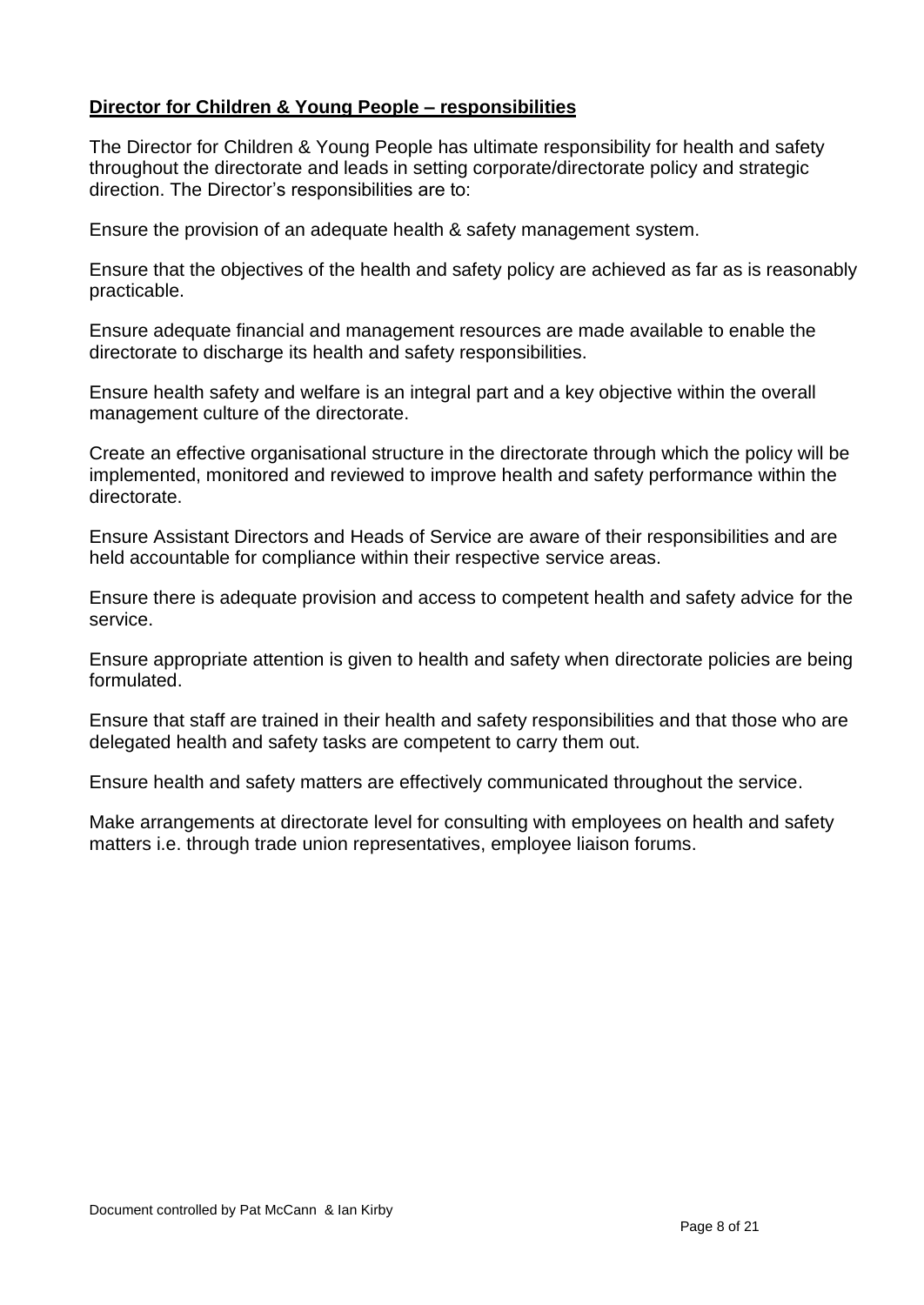**Director for Children & Young People – responsibilities**

The Director for Children & Young People has ultimate responsibility for health and safety throughout the directorate and leads in setting corporate/directorate policy and strategic direction. The Director's responsibilities are to:

Ensure the provision of an adequate health & safety management system.

Ensure that the objectives of the health and safety policy are achieved as far as is reasonably practicable.

Ensure adequate financial and management resources are made available to enable the directorate to discharge its health and safety responsibilities.

Ensure health safety and welfare is an integral part and a key objective within the overall management culture of the directorate.

Create an effective organisational structure in the directorate through which the policy will be implemented, monitored and reviewed to improve health and safety performance within the directorate.

Ensure Assistant Directors and Heads of Service are aware of their responsibilities and are held accountable for compliance within their respective service areas.

Ensure there is adequate provision and access to competent health and safety advice for the service.

Ensure appropriate attention is given to health and safety when directorate policies are being formulated.

Ensure that staff are trained in their health and safety responsibilities and that those who are delegated health and safety tasks are competent to carry them out.

Ensure health and safety matters are effectively communicated throughout the service.

Make arrangements at directorate level for consulting with employees on health and safety matters i.e. through trade union representatives, employee liaison forums.

Document controlled by Pat McCann & Ian Kirby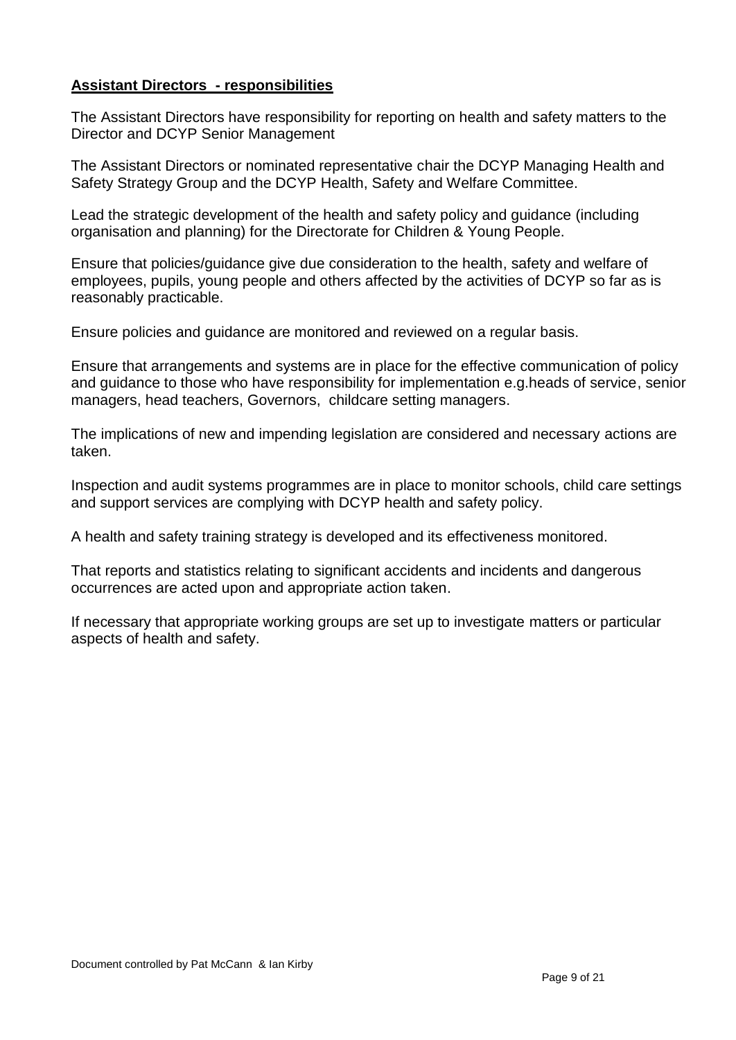**Assistant Directors - responsibilities**

The Assistant Directors have responsibility for reporting on health and safety matters to the Director and DCYP Senior Management

The Assistant Directors or nominated representative chair the DCYP Managing Health and Safety Strategy Group and the DCYP Health, Safety and Welfare Committee.

Lead the strategic development of the health and safety policy and guidance (including organisation and planning) for the Directorate for Children & Young People.

Ensure that policies/guidance give due consideration to the health, safety and welfare of employees, pupils, young people and others affected by the activities of DCYP so far as is reasonably practicable.

Ensure policies and guidance are monitored and reviewed on a regular basis.

Ensure that arrangements and systems are in place for the effective communication of policy and guidance to those who have responsibility for implementation e.g.heads of service, senior managers, head teachers, Governors, childcare setting managers.

The implications of new and impending legislation are considered and necessary actions are taken.

Inspection and audit systems programmes are in place to monitor schools, child care settings and support services are complying with DCYP health and safety policy.

A health and safety training strategy is developed and its effectiveness monitored.

That reports and statistics relating to significant accidents and incidents and dangerous occurrences are acted upon and appropriate action taken.

If necessary that appropriate working groups are set up to investigate matters or particular aspects of health and safety.

Document controlled by Pat McCann & Ian Kirby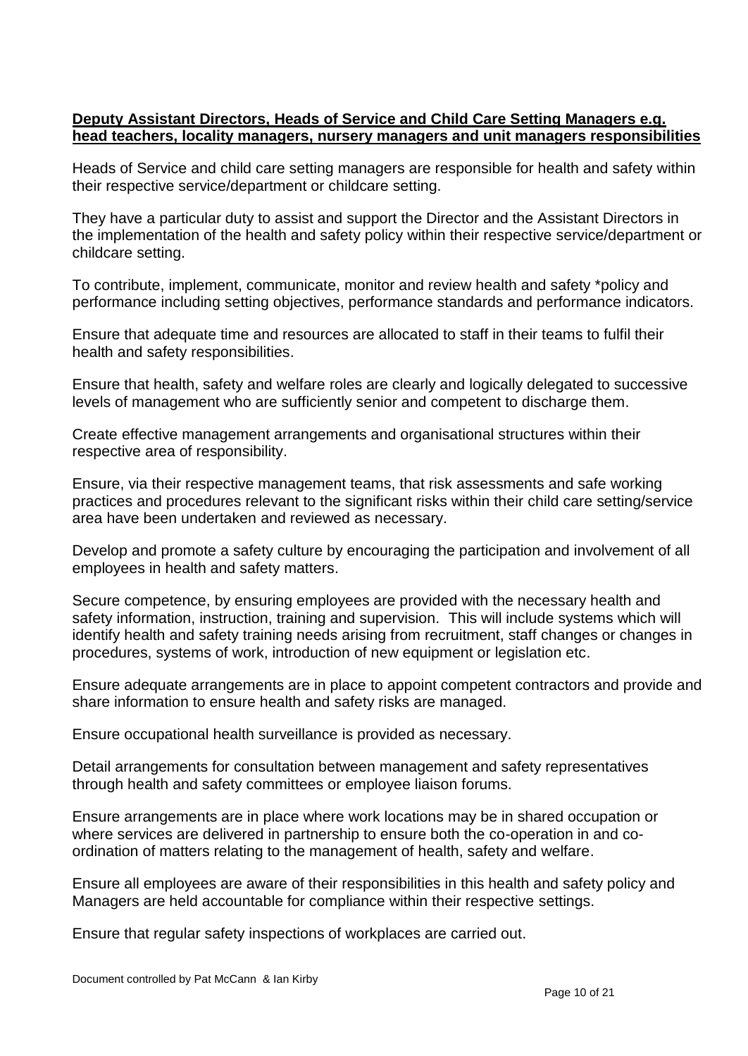**Deputy Assistant Directors, Heads of Service and Child Care Setting Managers e.g. head teachers, locality managers, nursery managers and unit managers responsibilities**

Heads of Service and child care setting managers are responsible for health and safety within their respective service/department or childcare setting.

They have a particular duty to assist and support the Director and the Assistant Directors in the implementation of the health and safety policy within their respective service/department or childcare setting.

To contribute, implement, communicate, monitor and review health and safety *policy and performance including setting objectives, performance standards and performance indicators.

Ensure that adequate time and resources are allocated to staff in their teams to fulfil their health and safety responsibilities.

Ensure that health, safety and welfare roles are clearly and logically delegated to successive levels of management who are sufficiently senior and competent to discharge them.

Create effective management arrangements and organisational structures within their respective area of responsibility.

Ensure, via their respective management teams, that risk assessments and safe working practices and procedures relevant to the significant risks within their child care setting/service area have been undertaken and reviewed as necessary.

Develop and promote a safety culture by encouraging the participation and involvement of all employees in health and safety matters.

Secure competence, by ensuring employees are provided with the necessary health and safety information, instruction, training and supervision. This will include systems which will identify health and safety training needs arising from recruitment, staff changes or changes in procedures, systems of work, introduction of new equipment or legislation etc.

Ensure adequate arrangements are in place to appoint competent contractors and provide and share information to ensure health and safety risks are managed.

Ensure occupational health surveillance is provided as necessary.

Detail arrangements for consultation between management and safety representatives through health and safety committees or employee liaison forums.

Ensure arrangements are in place where work locations may be in shared occupation or where services are delivered in partnership to ensure both the co-operation in and co-ordination of matters relating to the management of health, safety and welfare.

Ensure all employees are aware of their responsibilities in this health and safety policy and Managers are held accountable for compliance within their respective settings.

Ensure that regular safety inspections of workplaces are carried out.

Document controlled by Pat McCann & Ian Kirby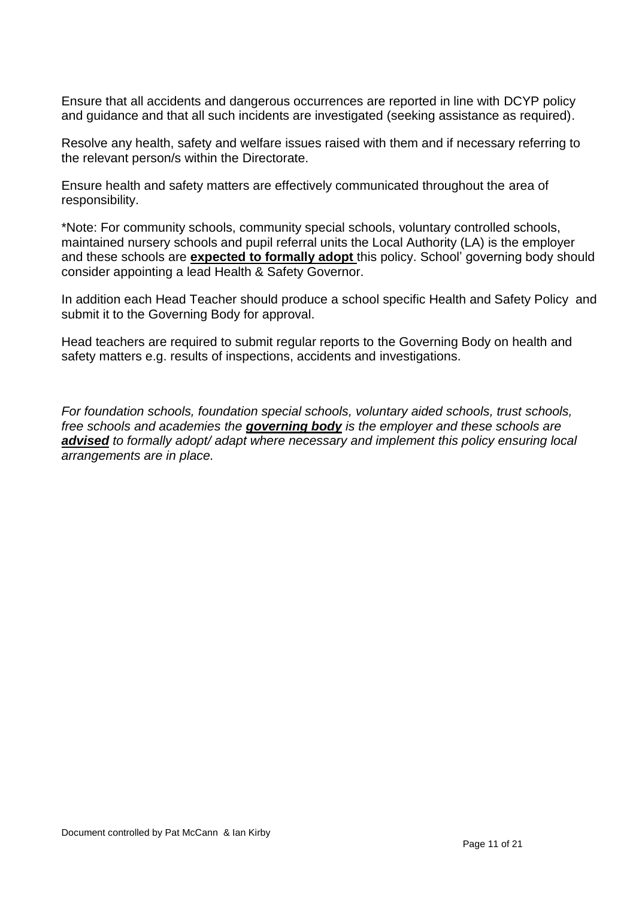Ensure that all accidents and dangerous occurrences are reported in line with DCYP policy and guidance and that all such incidents are investigated (seeking assistance as required).

Resolve any health, safety and welfare issues raised with them and if necessary referring to the relevant person/s within the Directorate.

Ensure health and safety matters are effectively communicated throughout the area of responsibility.

*Note: For community schools, community special schools, voluntary controlled schools, maintained nursery schools and pupil referral units the Local Authority (LA) is the employer and these schools are **expected to formally adopt** this policy. School' governing body should consider appointing a lead Health & Safety Governor.

In addition each Head Teacher should produce a school specific Health and Safety Policy and submit it to the Governing Body for approval.

Head teachers are required to submit regular reports to the Governing Body on health and safety matters e.g. results of inspections, accidents and investigations.

*For foundation schools, foundation special schools, voluntary aided schools, trust schools, free schools and academies the **governing body** is the employer and these schools are **advised** to formally adopt/ adapt where necessary and implement this policy ensuring local arrangements are in place.*

Document controlled by Pat McCann & Ian Kirby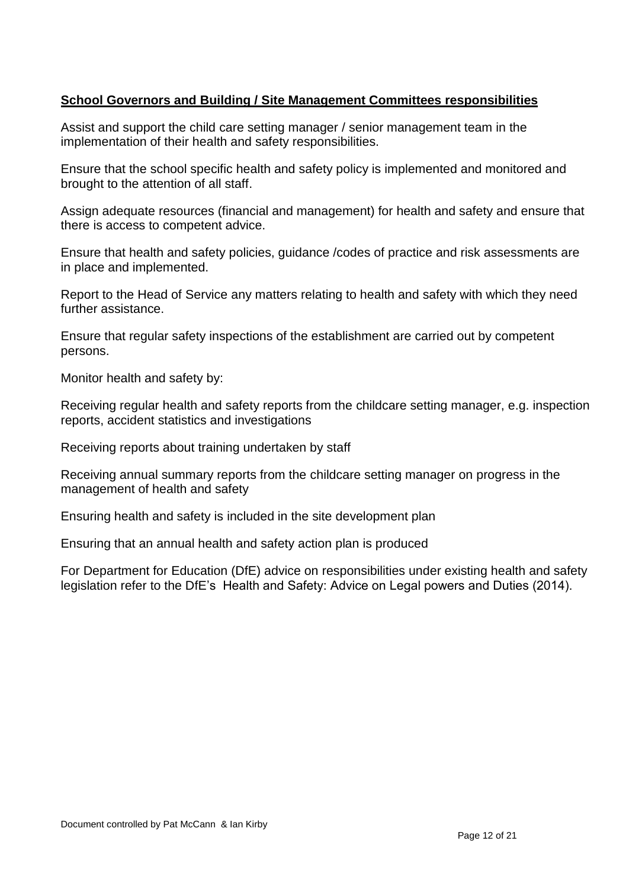**School Governors and Building / Site Management Committees responsibilities**

Assist and support the child care setting manager / senior management team in the implementation of their health and safety responsibilities.

Ensure that the school specific health and safety policy is implemented and monitored and brought to the attention of all staff.

Assign adequate resources (financial and management) for health and safety and ensure that there is access to competent advice.

Ensure that health and safety policies, guidance /codes of practice and risk assessments are in place and implemented.

Report to the Head of Service any matters relating to health and safety with which they need further assistance.

Ensure that regular safety inspections of the establishment are carried out by competent persons.

Monitor health and safety by:

Receiving regular health and safety reports from the childcare setting manager, e.g. inspection reports, accident statistics and investigations

Receiving reports about training undertaken by staff

Receiving annual summary reports from the childcare setting manager on progress in the management of health and safety

Ensuring health and safety is included in the site development plan

Ensuring that an annual health and safety action plan is produced

For Department for Education (DfE) advice on responsibilities under existing health and safety legislation refer to the DfE's Health and Safety: Advice on Legal powers and Duties (2014).

Document controlled by Pat McCann & Ian Kirby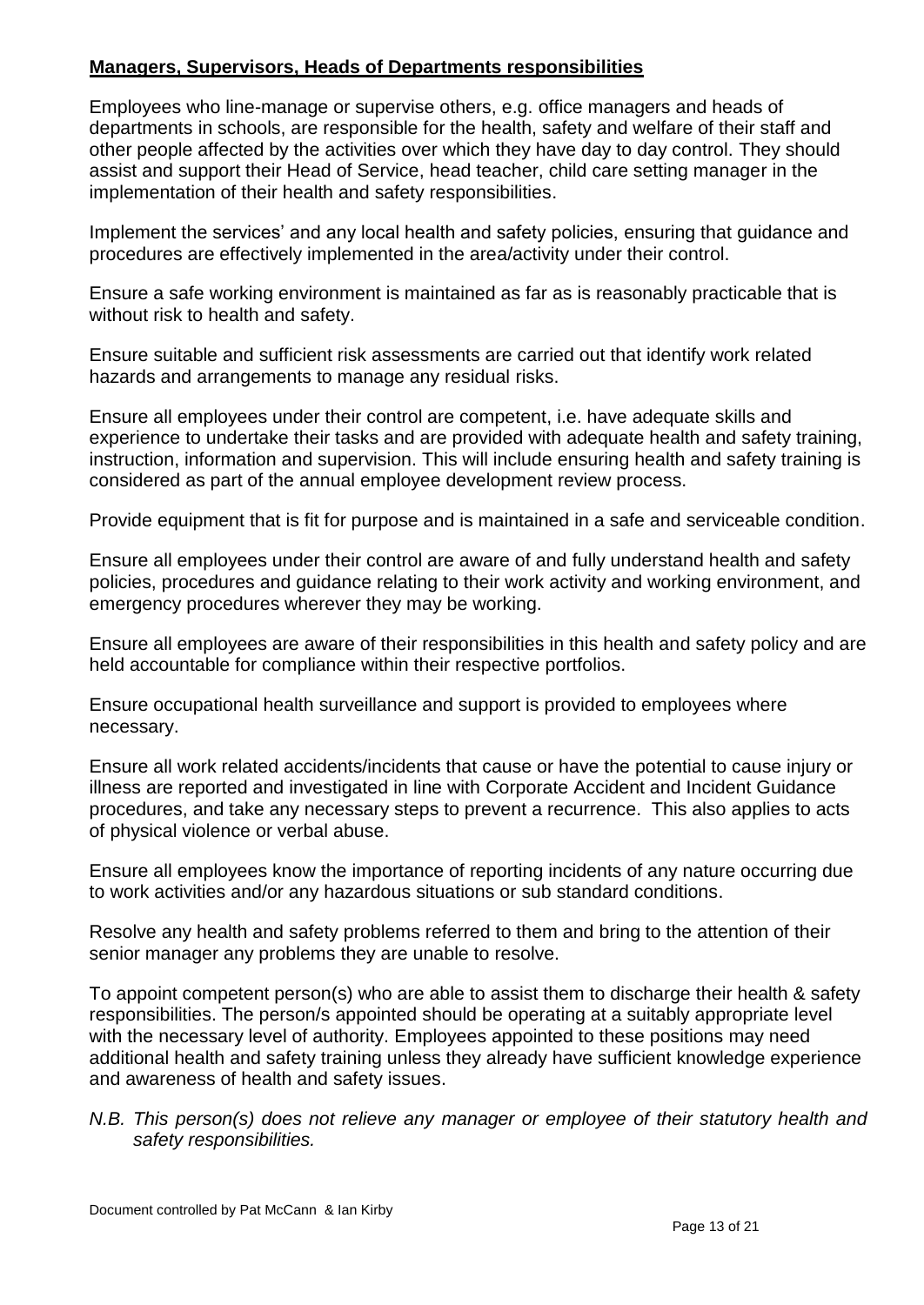**Managers, Supervisors, Heads of Departments responsibilities**

Employees who line-manage or supervise others, e.g. office managers and heads of departments in schools, are responsible for the health, safety and welfare of their staff and other people affected by the activities over which they have day to day control. They should assist and support their Head of Service, head teacher, child care setting manager in the implementation of their health and safety responsibilities.

Implement the services' and any local health and safety policies, ensuring that guidance and procedures are effectively implemented in the area/activity under their control.

Ensure a safe working environment is maintained as far as is reasonably practicable that is without risk to health and safety.

Ensure suitable and sufficient risk assessments are carried out that identify work related hazards and arrangements to manage any residual risks.

Ensure all employees under their control are competent, i.e. have adequate skills and experience to undertake their tasks and are provided with adequate health and safety training, instruction, information and supervision. This will include ensuring health and safety training is considered as part of the annual employee development review process.

Provide equipment that is fit for purpose and is maintained in a safe and serviceable condition.

Ensure all employees under their control are aware of and fully understand health and safety policies, procedures and guidance relating to their work activity and working environment, and emergency procedures wherever they may be working.

Ensure all employees are aware of their responsibilities in this health and safety policy and are held accountable for compliance within their respective portfolios.

Ensure occupational health surveillance and support is provided to employees where necessary.

Ensure all work related accidents/incidents that cause or have the potential to cause injury or illness are reported and investigated in line with Corporate Accident and Incident Guidance procedures, and take any necessary steps to prevent a recurrence. This also applies to acts of physical violence or verbal abuse.

Ensure all employees know the importance of reporting incidents of any nature occurring due to work activities and/or any hazardous situations or sub standard conditions.

Resolve any health and safety problems referred to them and bring to the attention of their senior manager any problems they are unable to resolve.

To appoint competent person(s) who are able to assist them to discharge their health & safety responsibilities. The person/s appointed should be operating at a suitably appropriate level with the necessary level of authority. Employees appointed to these positions may need additional health and safety training unless they already have sufficient knowledge experience and awareness of health and safety issues.

*N.B. This person(s) does not relieve any manager or employee of their statutory health and safety responsibilities.*

Document controlled by Pat McCann & Ian Kirby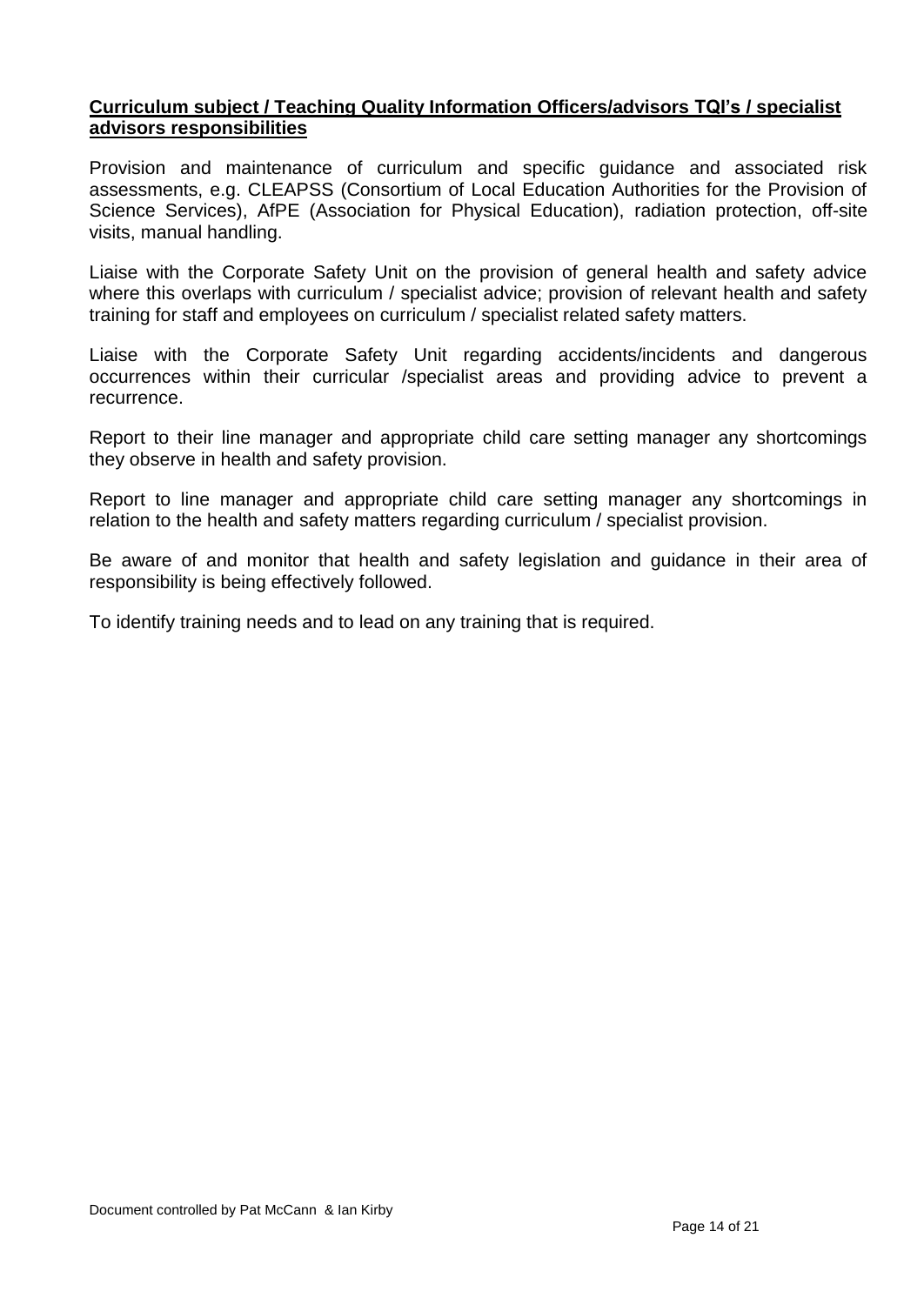**Curriculum subject / Teaching Quality Information Officers/advisors TQI's / specialist advisors responsibilities**

Provision and maintenance of curriculum and specific guidance and associated risk assessments, e.g. CLEAPSS (Consortium of Local Education Authorities for the Provision of Science Services), AfPE (Association for Physical Education), radiation protection, off-site visits, manual handling.

Liaise with the Corporate Safety Unit on the provision of general health and safety advice where this overlaps with curriculum / specialist advice; provision of relevant health and safety training for staff and employees on curriculum / specialist related safety matters.

Liaise with the Corporate Safety Unit regarding accidents/incidents and dangerous occurrences within their curricular /specialist areas and providing advice to prevent a recurrence.

Report to their line manager and appropriate child care setting manager any shortcomings they observe in health and safety provision.

Report to line manager and appropriate child care setting manager any shortcomings in relation to the health and safety matters regarding curriculum / specialist provision.

Be aware of and monitor that health and safety legislation and guidance in their area of responsibility is being effectively followed.

To identify training needs and to lead on any training that is required.

Document controlled by Pat McCann & Ian Kirby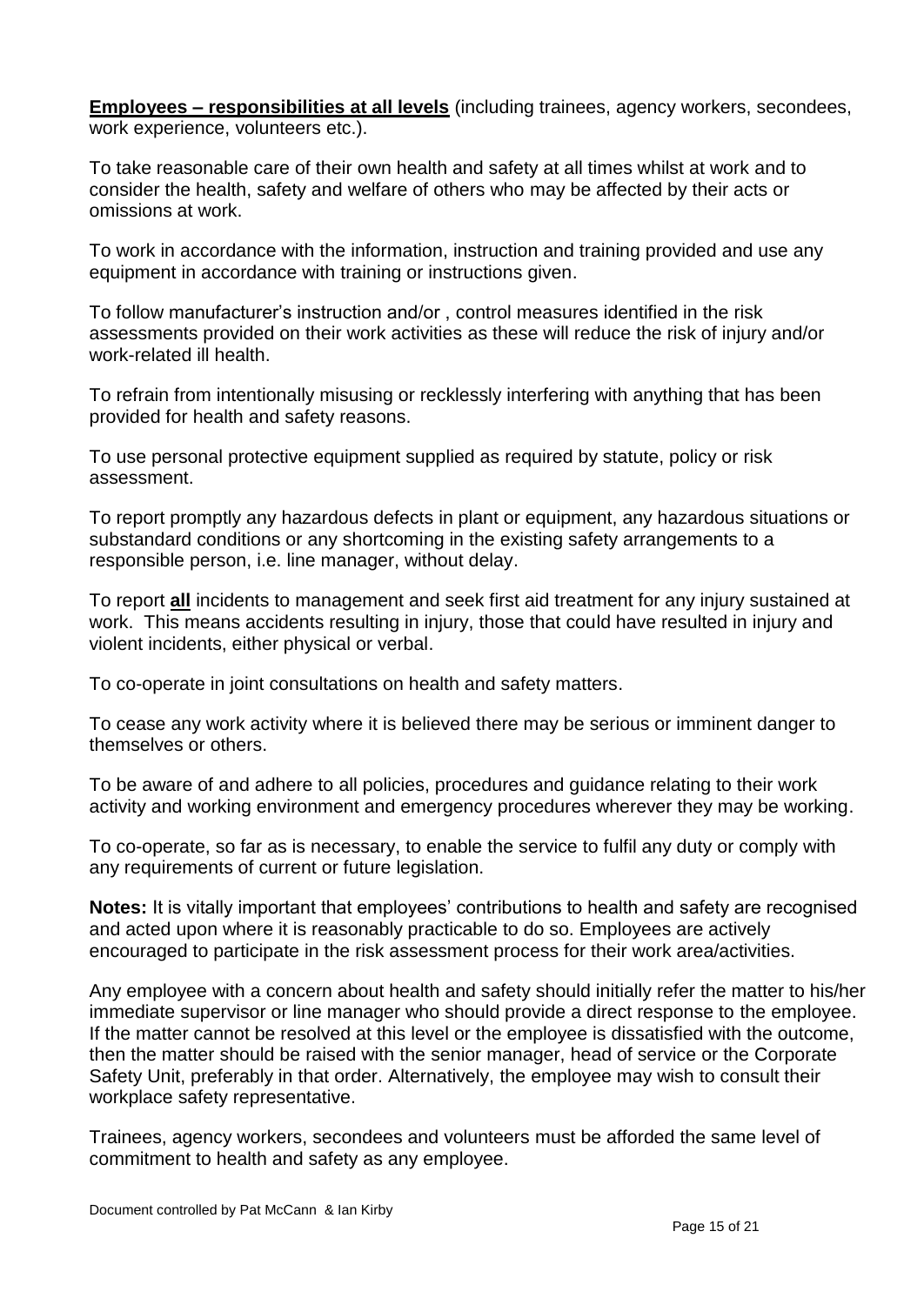**<u>Employees – responsibilities at all levels</u>** (including trainees, agency workers, secondees, work experience, volunteers etc.).

To take reasonable care of their own health and safety at all times whilst at work and to consider the health, safety and welfare of others who may be affected by their acts or omissions at work.

To work in accordance with the information, instruction and training provided and use any equipment in accordance with training or instructions given.

To follow manufacturer's instruction and/or , control measures identified in the risk assessments provided on their work activities as these will reduce the risk of injury and/or work-related ill health.

To refrain from intentionally misusing or recklessly interfering with anything that has been provided for health and safety reasons.

To use personal protective equipment supplied as required by statute, policy or risk assessment.

To report promptly any hazardous defects in plant or equipment, any hazardous situations or substandard conditions or any shortcoming in the existing safety arrangements to a responsible person, i.e. line manager, without delay.

To report **<u>all</u>** incidents to management and seek first aid treatment for any injury sustained at work. This means accidents resulting in injury, those that could have resulted in injury and violent incidents, either physical or verbal.

To co-operate in joint consultations on health and safety matters.

To cease any work activity where it is believed there may be serious or imminent danger to themselves or others.

To be aware of and adhere to all policies, procedures and guidance relating to their work activity and working environment and emergency procedures wherever they may be working.

To co-operate, so far as is necessary, to enable the service to fulfil any duty or comply with any requirements of current or future legislation.

**Notes:** It is vitally important that employees' contributions to health and safety are recognised and acted upon where it is reasonably practicable to do so. Employees are actively encouraged to participate in the risk assessment process for their work area/activities.

Any employee with a concern about health and safety should initially refer the matter to his/her immediate supervisor or line manager who should provide a direct response to the employee. If the matter cannot be resolved at this level or the employee is dissatisfied with the outcome, then the matter should be raised with the senior manager, head of service or the Corporate Safety Unit, preferably in that order. Alternatively, the employee may wish to consult their workplace safety representative.

Trainees, agency workers, secondees and volunteers must be afforded the same level of commitment to health and safety as any employee.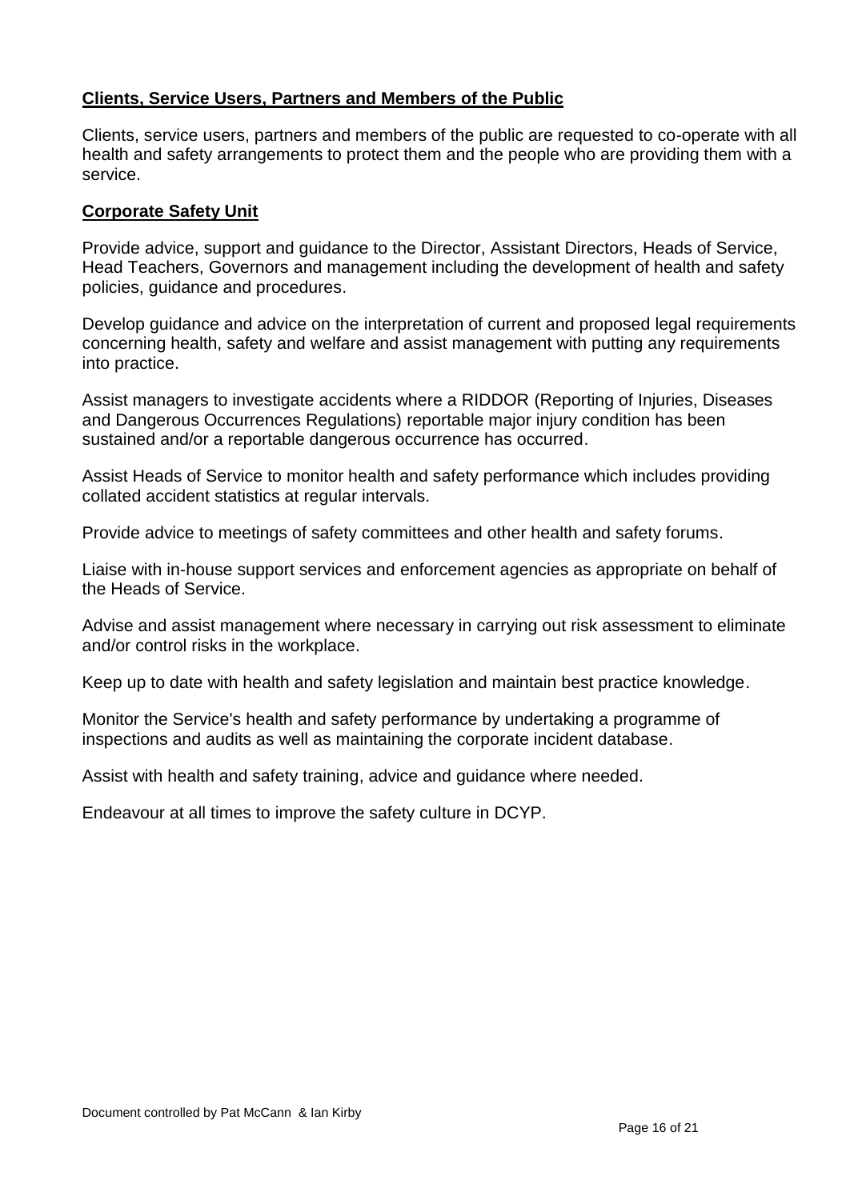**Clients, Service Users, Partners and Members of the Public**

Clients, service users, partners and members of the public are requested to co-operate with all health and safety arrangements to protect them and the people who are providing them with a service.

**Corporate Safety Unit**

Provide advice, support and guidance to the Director, Assistant Directors, Heads of Service, Head Teachers, Governors and management including the development of health and safety policies, guidance and procedures.

Develop guidance and advice on the interpretation of current and proposed legal requirements concerning health, safety and welfare and assist management with putting any requirements into practice.

Assist managers to investigate accidents where a RIDDOR (Reporting of Injuries, Diseases and Dangerous Occurrences Regulations) reportable major injury condition has been sustained and/or a reportable dangerous occurrence has occurred.

Assist Heads of Service to monitor health and safety performance which includes providing collated accident statistics at regular intervals.

Provide advice to meetings of safety committees and other health and safety forums.

Liaise with in-house support services and enforcement agencies as appropriate on behalf of the Heads of Service.

Advise and assist management where necessary in carrying out risk assessment to eliminate and/or control risks in the workplace.

Keep up to date with health and safety legislation and maintain best practice knowledge.

Monitor the Service's health and safety performance by undertaking a programme of inspections and audits as well as maintaining the corporate incident database.

Assist with health and safety training, advice and guidance where needed.

Endeavour at all times to improve the safety culture in DCYP.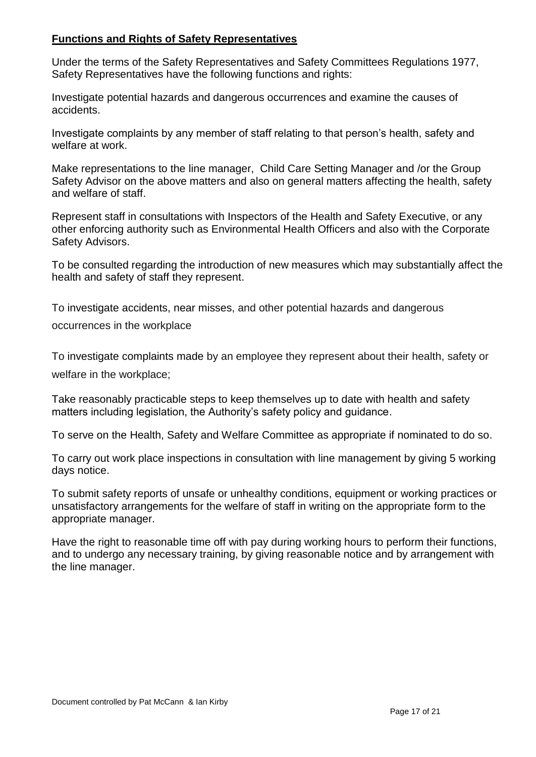**Functions and Rights of Safety Representatives**

Under the terms of the Safety Representatives and Safety Committees Regulations 1977, Safety Representatives have the following functions and rights:

Investigate potential hazards and dangerous occurrences and examine the causes of accidents.

Investigate complaints by any member of staff relating to that person's health, safety and welfare at work.

Make representations to the line manager, Child Care Setting Manager and /or the Group Safety Advisor on the above matters and also on general matters affecting the health, safety and welfare of staff.

Represent staff in consultations with Inspectors of the Health and Safety Executive, or any other enforcing authority such as Environmental Health Officers and also with the Corporate Safety Advisors.

To be consulted regarding the introduction of new measures which may substantially affect the health and safety of staff they represent.

To investigate accidents, near misses, and other potential hazards and dangerous occurrences in the workplace

To investigate complaints made by an employee they represent about their health, safety or welfare in the workplace;

Take reasonably practicable steps to keep themselves up to date with health and safety matters including legislation, the Authority's safety policy and guidance.

To serve on the Health, Safety and Welfare Committee as appropriate if nominated to do so.

To carry out work place inspections in consultation with line management by giving 5 working days notice.

To submit safety reports of unsafe or unhealthy conditions, equipment or working practices or unsatisfactory arrangements for the welfare of staff in writing on the appropriate form to the appropriate manager.

Have the right to reasonable time off with pay during working hours to perform their functions, and to undergo any necessary training, by giving reasonable notice and by arrangement with the line manager.

Document controlled by Pat McCann & Ian Kirby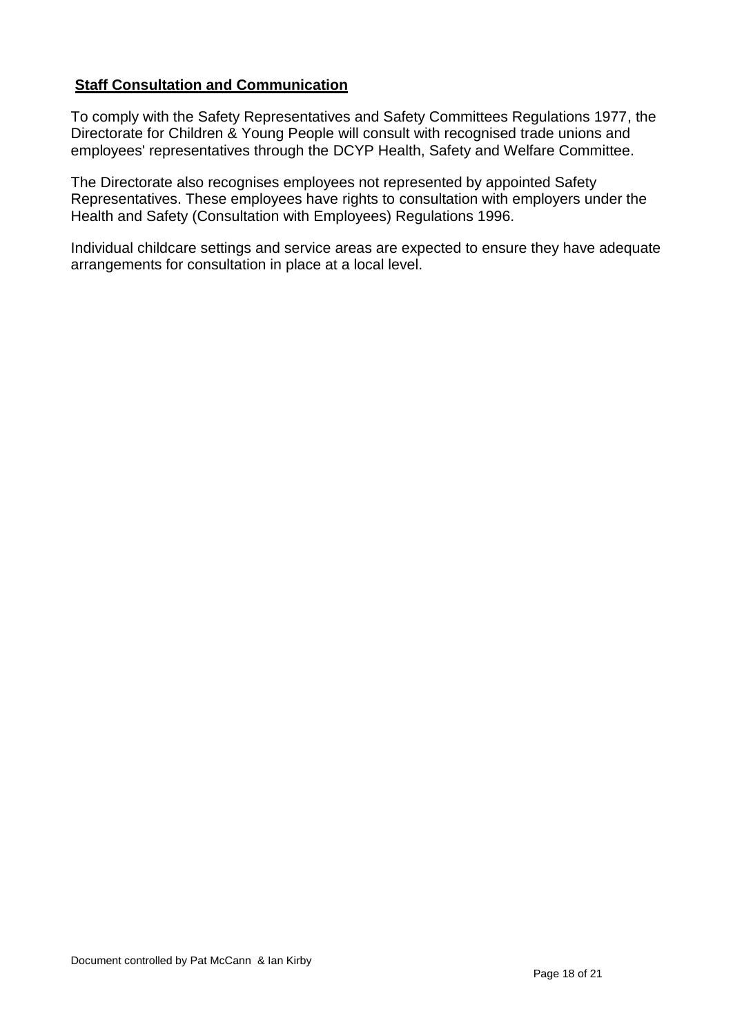**Staff Consultation and Communication**

To comply with the Safety Representatives and Safety Committees Regulations 1977, the Directorate for Children & Young People will consult with recognised trade unions and employees' representatives through the DCYP Health, Safety and Welfare Committee.

The Directorate also recognises employees not represented by appointed Safety Representatives. These employees have rights to consultation with employers under the Health and Safety (Consultation with Employees) Regulations 1996.

Individual childcare settings and service areas are expected to ensure they have adequate arrangements for consultation in place at a local level.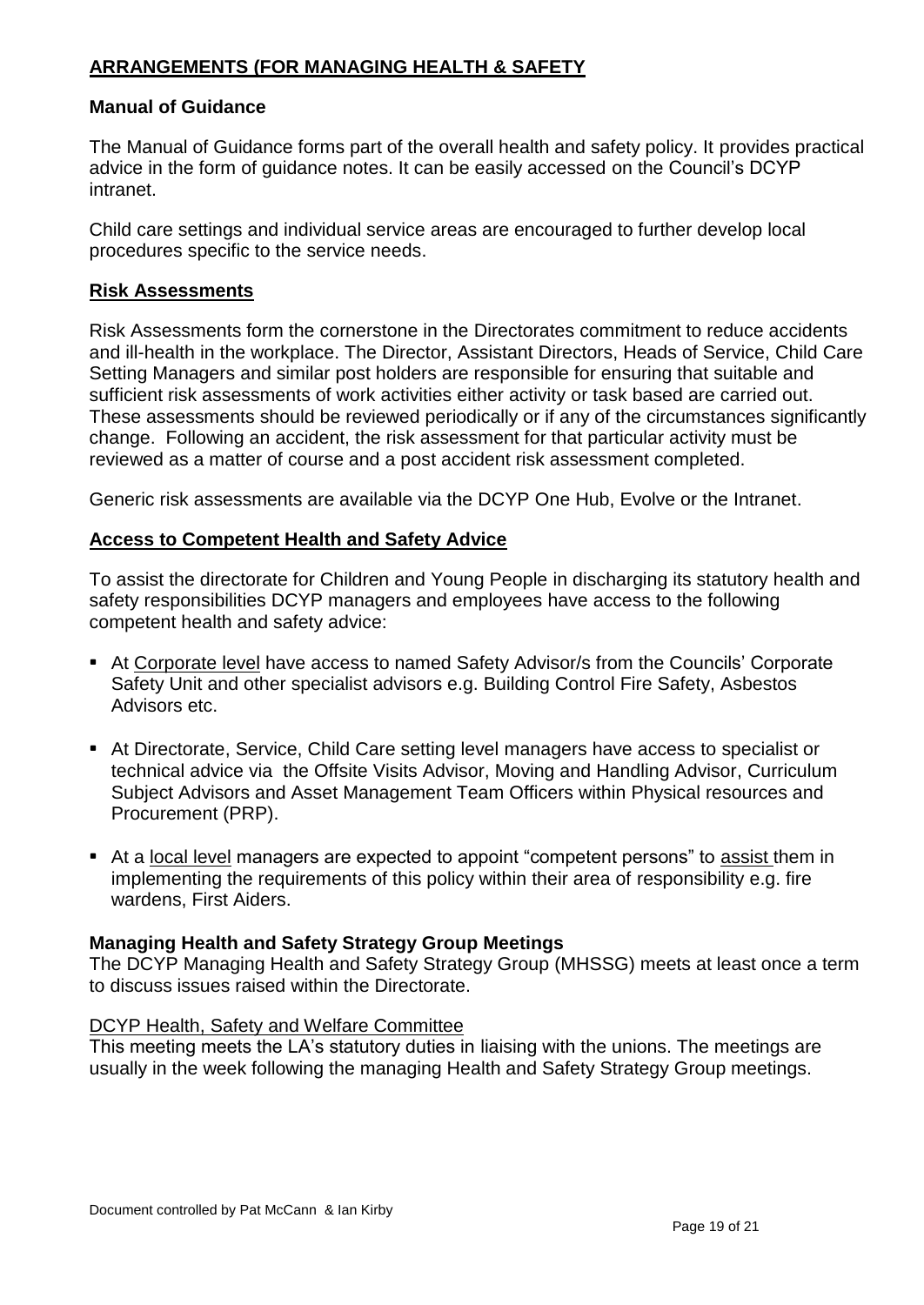## ARRANGEMENTS (FOR MANAGING HEALTH & SAFETY

### Manual of Guidance

The Manual of Guidance forms part of the overall health and safety policy. It provides practical advice in the form of guidance notes. It can be easily accessed on the Council's DCYP intranet.

Child care settings and individual service areas are encouraged to further develop local procedures specific to the service needs.

### Risk Assessments

Risk Assessments form the cornerstone in the Directorates commitment to reduce accidents and ill-health in the workplace. The Director, Assistant Directors, Heads of Service, Child Care Setting Managers and similar post holders are responsible for ensuring that suitable and sufficient risk assessments of work activities either activity or task based are carried out. These assessments should be reviewed periodically or if any of the circumstances significantly change. Following an accident, the risk assessment for that particular activity must be reviewed as a matter of course and a post accident risk assessment completed.

Generic risk assessments are available via the DCYP One Hub, Evolve or the Intranet.

### Access to Competent Health and Safety Advice

To assist the directorate for Children and Young People in discharging its statutory health and safety responsibilities DCYP managers and employees have access to the following competent health and safety advice:

- At Corporate level have access to named Safety Advisor/s from the Councils' Corporate Safety Unit and other specialist advisors e.g. Building Control Fire Safety, Asbestos Advisors etc.
- At Directorate, Service, Child Care setting level managers have access to specialist or technical advice via the Offsite Visits Advisor, Moving and Handling Advisor, Curriculum Subject Advisors and Asset Management Team Officers within Physical resources and Procurement (PRP).
- At a local level managers are expected to appoint "competent persons" to assist them in implementing the requirements of this policy within their area of responsibility e.g. fire wardens, First Aiders.

### Managing Health and Safety Strategy Group Meetings

The DCYP Managing Health and Safety Strategy Group (MHSSG) meets at least once a term to discuss issues raised within the Directorate.

#### DCYP Health, Safety and Welfare Committee

This meeting meets the LA's statutory duties in liaising with the unions. The meetings are usually in the week following the managing Health and Safety Strategy Group meetings.

Document controlled by Pat McCann & Ian Kirby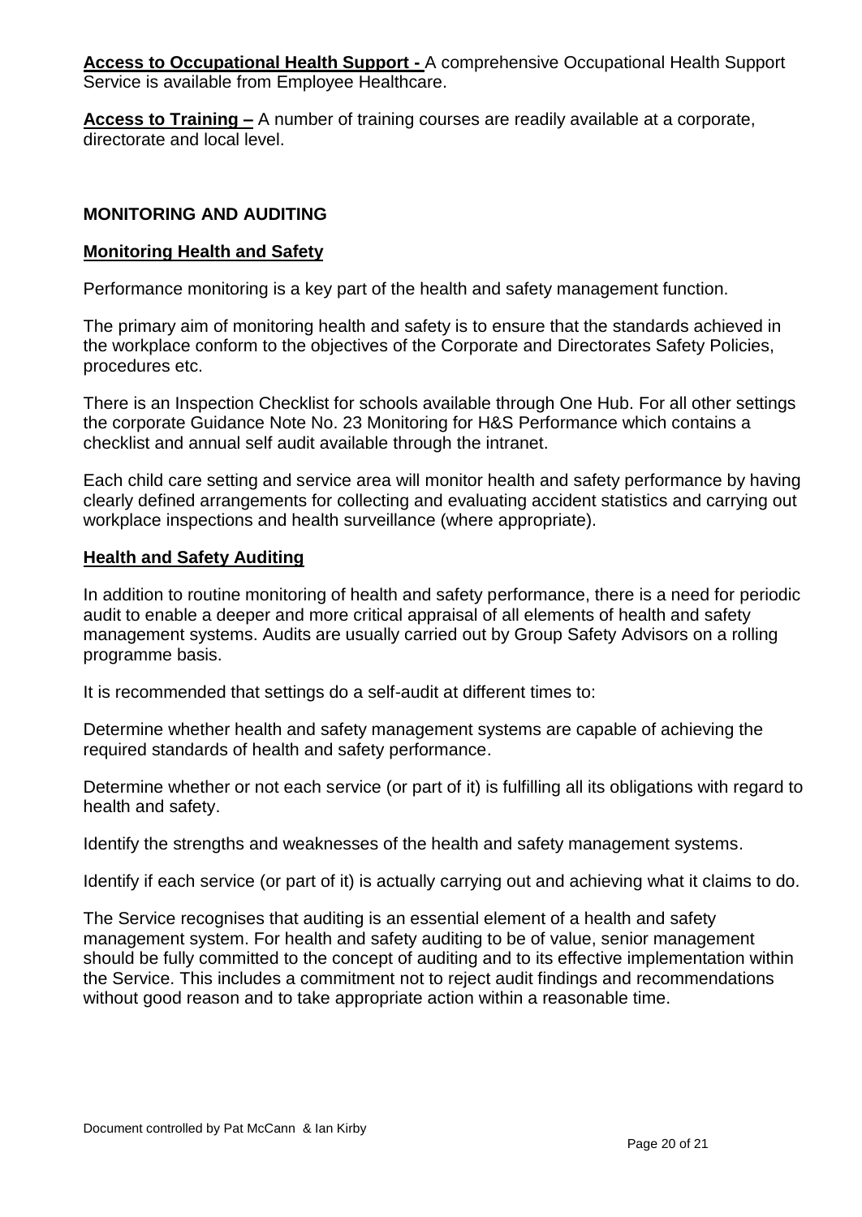**Access to Occupational Health Support -** A comprehensive Occupational Health Support Service is available from Employee Healthcare.

**Access to Training –** A number of training courses are readily available at a corporate, directorate and local level.

## MONITORING AND AUDITING

### Monitoring Health and Safety

Performance monitoring is a key part of the health and safety management function.

The primary aim of monitoring health and safety is to ensure that the standards achieved in the workplace conform to the objectives of the Corporate and Directorates Safety Policies, procedures etc.

There is an Inspection Checklist for schools available through One Hub. For all other settings the corporate Guidance Note No. 23 Monitoring for H&S Performance which contains a checklist and annual self audit available through the intranet.

Each child care setting and service area will monitor health and safety performance by having clearly defined arrangements for collecting and evaluating accident statistics and carrying out workplace inspections and health surveillance (where appropriate).

### Health and Safety Auditing

In addition to routine monitoring of health and safety performance, there is a need for periodic audit to enable a deeper and more critical appraisal of all elements of health and safety management systems. Audits are usually carried out by Group Safety Advisors on a rolling programme basis.

It is recommended that settings do a self-audit at different times to:

Determine whether health and safety management systems are capable of achieving the required standards of health and safety performance.

Determine whether or not each service (or part of it) is fulfilling all its obligations with regard to health and safety.

Identify the strengths and weaknesses of the health and safety management systems.

Identify if each service (or part of it) is actually carrying out and achieving what it claims to do.

The Service recognises that auditing is an essential element of a health and safety management system. For health and safety auditing to be of value, senior management should be fully committed to the concept of auditing and to its effective implementation within the Service. This includes a commitment not to reject audit findings and recommendations without good reason and to take appropriate action within a reasonable time.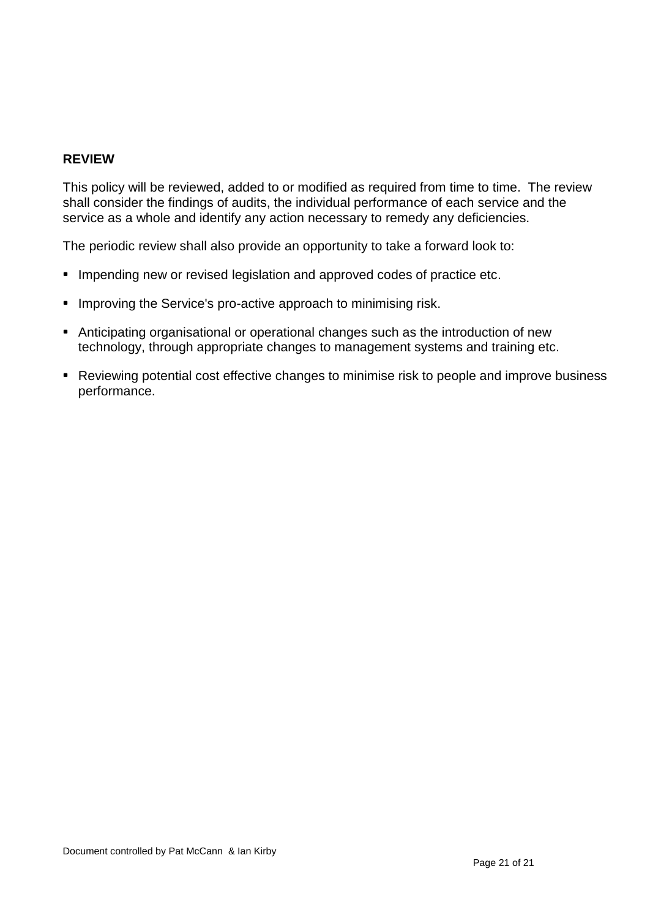## REVIEW

This policy will be reviewed, added to or modified as required from time to time. The review shall consider the findings of audits, the individual performance of each service and the service as a whole and identify any action necessary to remedy any deficiencies.

The periodic review shall also provide an opportunity to take a forward look to:

- Impending new or revised legislation and approved codes of practice etc.
- Improving the Service's pro-active approach to minimising risk.
- Anticipating organisational or operational changes such as the introduction of new technology, through appropriate changes to management systems and training etc.
- Reviewing potential cost effective changes to minimise risk to people and improve business performance.